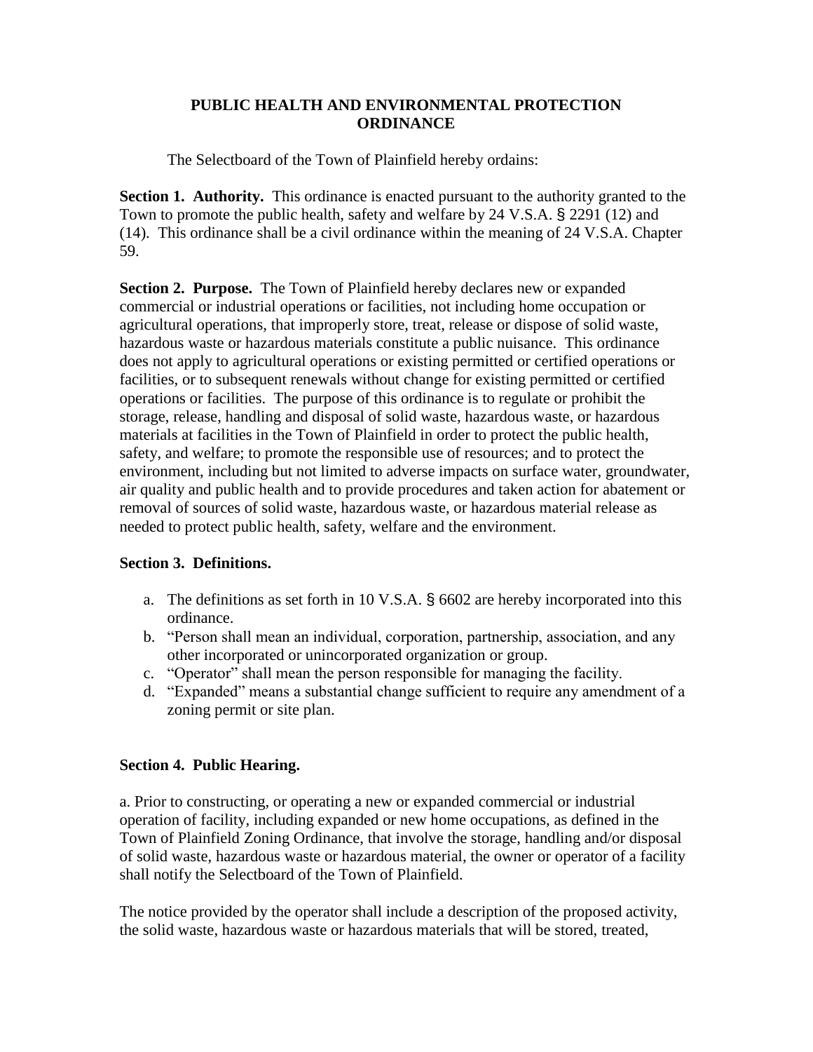# PUBLIC HEALTH AND ENVIRONMENTAL PROTECTION ORDINANCE

The Selectboard of the Town of Plainfield hereby ordains:

**Section 1. Authority.** This ordinance is enacted pursuant to the authority granted to the Town to promote the public health, safety and welfare by 24 V.S.A. § 2291 (12) and (14). This ordinance shall be a civil ordinance within the meaning of 24 V.S.A. Chapter 59.

**Section 2. Purpose.** The Town of Plainfield hereby declares new or expanded commercial or industrial operations or facilities, not including home occupation or agricultural operations, that improperly store, treat, release or dispose of solid waste, hazardous waste or hazardous materials constitute a public nuisance. This ordinance does not apply to agricultural operations or existing permitted or certified operations or facilities, or to subsequent renewals without change for existing permitted or certified operations or facilities. The purpose of this ordinance is to regulate or prohibit the storage, release, handling and disposal of solid waste, hazardous waste, or hazardous materials at facilities in the Town of Plainfield in order to protect the public health, safety, and welfare; to promote the responsible use of resources; and to protect the environment, including but not limited to adverse impacts on surface water, groundwater, air quality and public health and to provide procedures and taken action for abatement or removal of sources of solid waste, hazardous waste, or hazardous material release as needed to protect public health, safety, welfare and the environment.

**Section 3. Definitions.**

a. The definitions as set forth in 10 V.S.A. § 6602 are hereby incorporated into this ordinance.
b. "Person shall mean an individual, corporation, partnership, association, and any other incorporated or unincorporated organization or group.
c. "Operator" shall mean the person responsible for managing the facility.
d. "Expanded" means a substantial change sufficient to require any amendment of a zoning permit or site plan.

**Section 4. Public Hearing.**

a. Prior to constructing, or operating a new or expanded commercial or industrial operation of facility, including expanded or new home occupations, as defined in the Town of Plainfield Zoning Ordinance, that involve the storage, handling and/or disposal of solid waste, hazardous waste or hazardous material, the owner or operator of a facility shall notify the Selectboard of the Town of Plainfield.

The notice provided by the operator shall include a description of the proposed activity, the solid waste, hazardous waste or hazardous materials that will be stored, treated,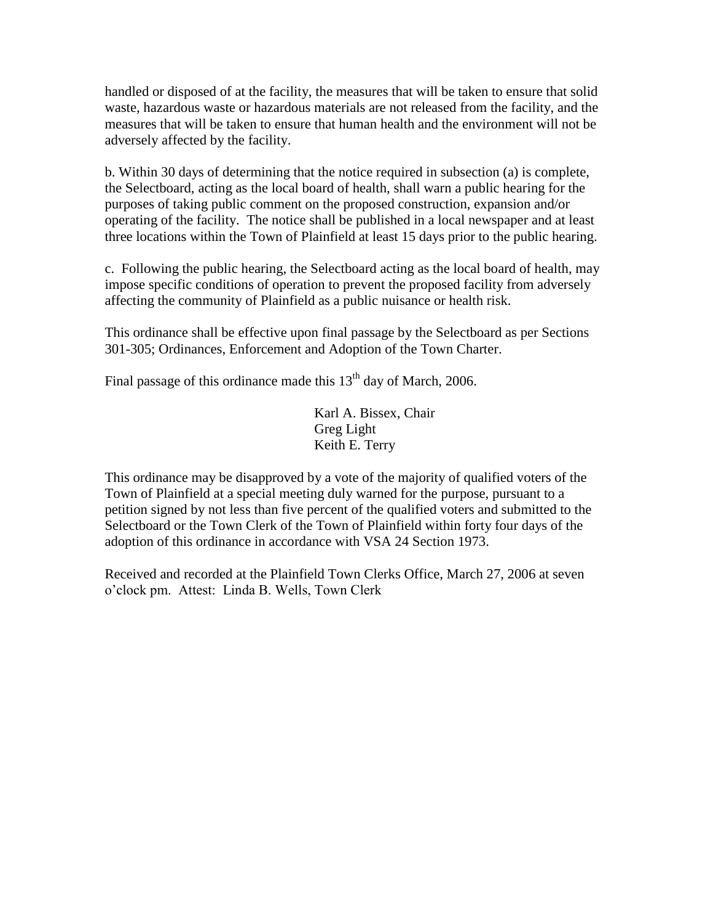handled or disposed of at the facility, the measures that will be taken to ensure that solid waste, hazardous waste or hazardous materials are not released from the facility, and the measures that will be taken to ensure that human health and the environment will not be adversely affected by the facility.

b. Within 30 days of determining that the notice required in subsection (a) is complete, the Selectboard, acting as the local board of health, shall warn a public hearing for the purposes of taking public comment on the proposed construction, expansion and/or operating of the facility. The notice shall be published in a local newspaper and at least three locations within the Town of Plainfield at least 15 days prior to the public hearing.

c. Following the public hearing, the Selectboard acting as the local board of health, may impose specific conditions of operation to prevent the proposed facility from adversely affecting the community of Plainfield as a public nuisance or health risk.

This ordinance shall be effective upon final passage by the Selectboard as per Sections 301-305; Ordinances, Enforcement and Adoption of the Town Charter.

Final passage of this ordinance made this 13th day of March, 2006.

Karl A. Bissex, Chair
Greg Light
Keith E. Terry

This ordinance may be disapproved by a vote of the majority of qualified voters of the Town of Plainfield at a special meeting duly warned for the purpose, pursuant to a petition signed by not less than five percent of the qualified voters and submitted to the Selectboard or the Town Clerk of the Town of Plainfield within forty four days of the adoption of this ordinance in accordance with VSA 24 Section 1973.

Received and recorded at the Plainfield Town Clerks Office, March 27, 2006 at seven o'clock pm. Attest: Linda B. Wells, Town Clerk